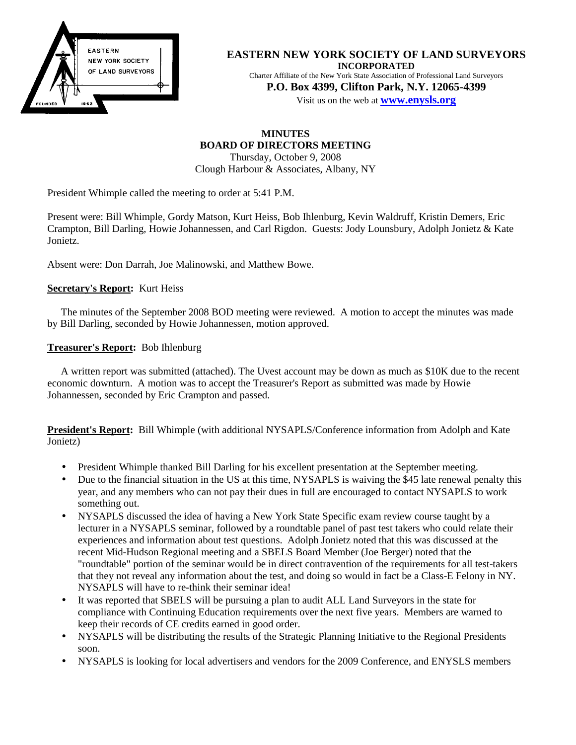# EASTERN NEW YORK SOCIETY OF LAND SURVEYORS

**INCORPORATED**

Charter Affiliate of the New York State Association of Professional Land Surveyors

**P.O. Box 4399, Clifton Park, N.Y. 12065-4399**

Visit us on the web at **www.enysls.org**

## MINUTES
## BOARD OF DIRECTORS MEETING

Thursday, October 9, 2008
Clough Harbour & Associates, Albany, NY

President Whimple called the meeting to order at 5:41 P.M.

Present were: Bill Whimple, Gordy Matson, Kurt Heiss, Bob Ihlenburg, Kevin Waldruff, Kristin Demers, Eric Crampton, Bill Darling, Howie Johannessen, and Carl Rigdon. Guests: Jody Lounsbury, Adolph Jonietz & Kate Jonietz.

Absent were: Don Darrah, Joe Malinowski, and Matthew Bowe.

**Secretary's Report:** Kurt Heiss

The minutes of the September 2008 BOD meeting were reviewed. A motion to accept the minutes was made by Bill Darling, seconded by Howie Johannessen, motion approved.

**Treasurer's Report:** Bob Ihlenburg

A written report was submitted (attached). The Uvest account may be down as much as $10K due to the recent economic downturn. A motion was to accept the Treasurer's Report as submitted was made by Howie Johannessen, seconded by Eric Crampton and passed.

**President's Report:** Bill Whimple (with additional NYSAPLS/Conference information from Adolph and Kate Jonietz)

- President Whimple thanked Bill Darling for his excellent presentation at the September meeting.
- Due to the financial situation in the US at this time, NYSAPLS is waiving the $45 late renewal penalty this year, and any members who can not pay their dues in full are encouraged to contact NYSAPLS to work something out.
- NYSAPLS discussed the idea of having a New York State Specific exam review course taught by a lecturer in a NYSAPLS seminar, followed by a roundtable panel of past test takers who could relate their experiences and information about test questions. Adolph Jonietz noted that this was discussed at the recent Mid-Hudson Regional meeting and a SBELS Board Member (Joe Berger) noted that the "roundtable" portion of the seminar would be in direct contravention of the requirements for all test-takers that they not reveal any information about the test, and doing so would in fact be a Class-E Felony in NY. NYSAPLS will have to re-think their seminar idea!
- It was reported that SBELS will be pursuing a plan to audit ALL Land Surveyors in the state for compliance with Continuing Education requirements over the next five years. Members are warned to keep their records of CE credits earned in good order.
- NYSAPLS will be distributing the results of the Strategic Planning Initiative to the Regional Presidents soon.
- NYSAPLS is looking for local advertisers and vendors for the 2009 Conference, and ENYSLS members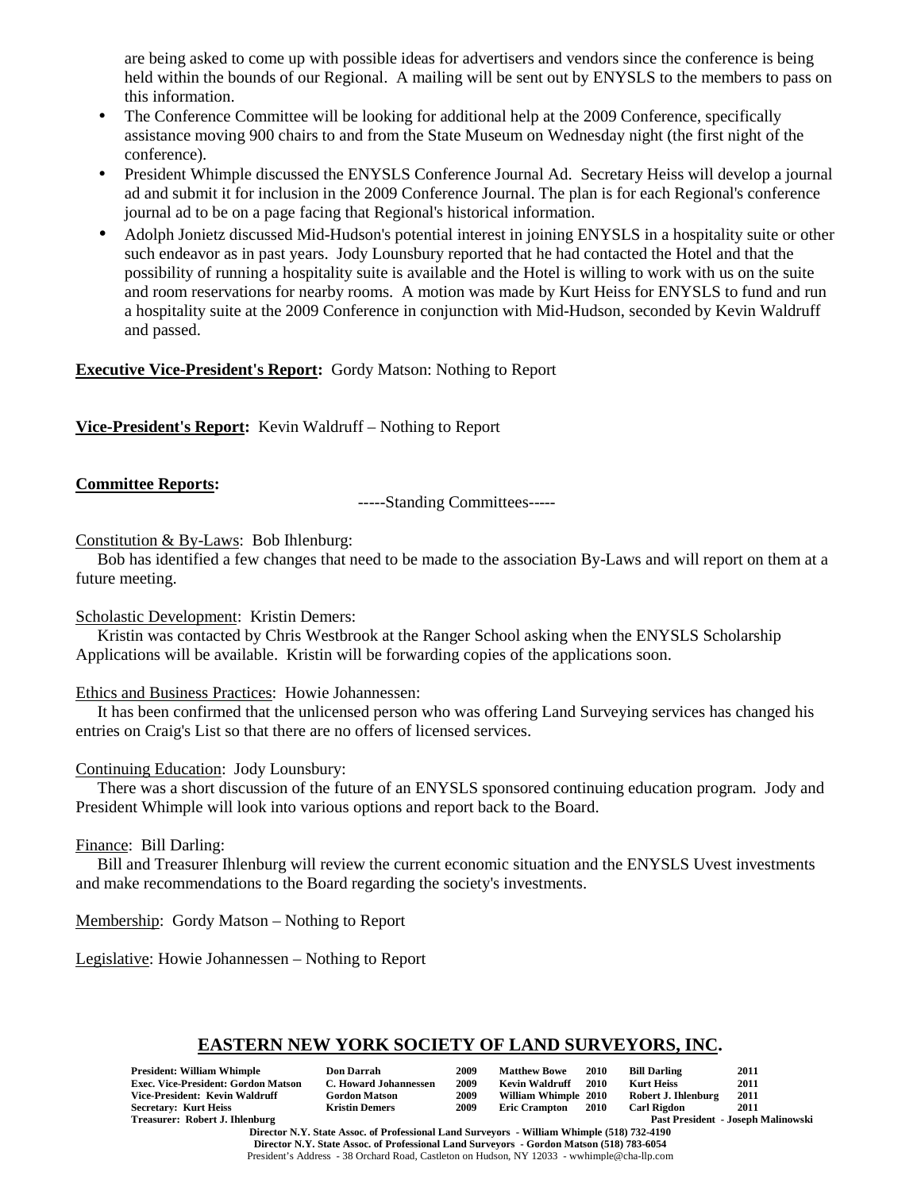are being asked to come up with possible ideas for advertisers and vendors since the conference is being held within the bounds of our Regional. A mailing will be sent out by ENYSLS to the members to pass on this information.

- The Conference Committee will be looking for additional help at the 2009 Conference, specifically assistance moving 900 chairs to and from the State Museum on Wednesday night (the first night of the conference).
- President Whimple discussed the ENYSLS Conference Journal Ad. Secretary Heiss will develop a journal ad and submit it for inclusion in the 2009 Conference Journal. The plan is for each Regional's conference journal ad to be on a page facing that Regional's historical information.
- Adolph Jonietz discussed Mid-Hudson's potential interest in joining ENYSLS in a hospitality suite or other such endeavor as in past years. Jody Lounsbury reported that he had contacted the Hotel and that the possibility of running a hospitality suite is available and the Hotel is willing to work with us on the suite and room reservations for nearby rooms. A motion was made by Kurt Heiss for ENYSLS to fund and run a hospitality suite at the 2009 Conference in conjunction with Mid-Hudson, seconded by Kevin Waldruff and passed.

**Executive Vice-President's Report:** Gordy Matson: Nothing to Report

**Vice-President's Report:** Kevin Waldruff – Nothing to Report

**Committee Reports:**

-----Standing Committees-----

Constitution & By-Laws: Bob Ihlenburg:

Bob has identified a few changes that need to be made to the association By-Laws and will report on them at a future meeting.

Scholastic Development: Kristin Demers:

Kristin was contacted by Chris Westbrook at the Ranger School asking when the ENYSLS Scholarship Applications will be available. Kristin will be forwarding copies of the applications soon.

Ethics and Business Practices: Howie Johannessen:

It has been confirmed that the unlicensed person who was offering Land Surveying services has changed his entries on Craig's List so that there are no offers of licensed services.

Continuing Education: Jody Lounsbury:

There was a short discussion of the future of an ENYSLS sponsored continuing education program. Jody and President Whimple will look into various options and report back to the Board.

Finance: Bill Darling:

Bill and Treasurer Ihlenburg will review the current economic situation and the ENYSLS Uvest investments and make recommendations to the Board regarding the society's investments.

Membership: Gordy Matson – Nothing to Report

Legislative: Howie Johannessen – Nothing to Report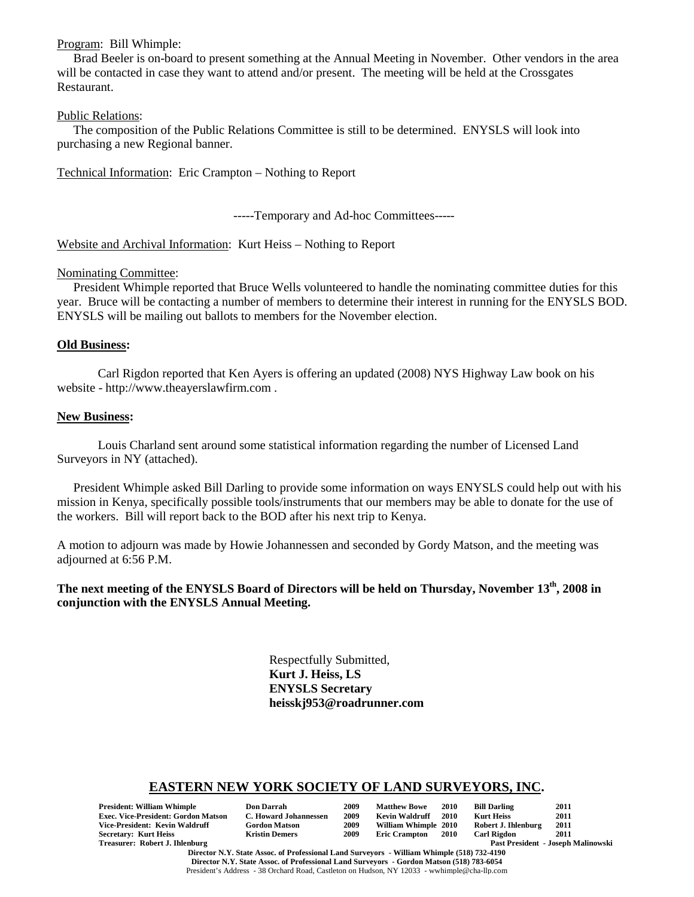Program: Bill Whimple:

Brad Beeler is on-board to present something at the Annual Meeting in November. Other vendors in the area will be contacted in case they want to attend and/or present. The meeting will be held at the Crossgates Restaurant.

Public Relations:

The composition of the Public Relations Committee is still to be determined. ENYSLS will look into purchasing a new Regional banner.

Technical Information: Eric Crampton – Nothing to Report

-----Temporary and Ad-hoc Committees-----

Website and Archival Information: Kurt Heiss – Nothing to Report

Nominating Committee:

President Whimple reported that Bruce Wells volunteered to handle the nominating committee duties for this year. Bruce will be contacting a number of members to determine their interest in running for the ENYSLS BOD. ENYSLS will be mailing out ballots to members for the November election.

**Old Business:**

Carl Rigdon reported that Ken Ayers is offering an updated (2008) NYS Highway Law book on his website - http://www.theayerslawfirm.com .

**New Business:**

Louis Charland sent around some statistical information regarding the number of Licensed Land Surveyors in NY (attached).

President Whimple asked Bill Darling to provide some information on ways ENYSLS could help out with his mission in Kenya, specifically possible tools/instruments that our members may be able to donate for the use of the workers. Bill will report back to the BOD after his next trip to Kenya.

A motion to adjourn was made by Howie Johannessen and seconded by Gordy Matson, and the meeting was adjourned at 6:56 P.M.

**The next meeting of the ENYSLS Board of Directors will be held on Thursday, November 13th, 2008 in conjunction with the ENYSLS Annual Meeting.**

Respectfully Submitted,
**Kurt J. Heiss, LS**
**ENYSLS Secretary**
**heisskj953@roadrunner.com**

## EASTERN NEW YORK SOCIETY OF LAND SURVEYORS, INC.

| | | | | | | |
|---|---|---|---|---|---|---|
| **President: William Whimple** | **Don Darrah** | **2009** | **Matthew Bowe** | **2010** | **Bill Darling** | **2011** |
| **Exec. Vice-President: Gordon Matson** | **C. Howard Johannessen** | **2009** | **Kevin Waldruff** | **2010** | **Kurt Heiss** | **2011** |
| **Vice-President: Kevin Waldruff** | **Gordon Matson** | **2009** | **William Whimple** | **2010** | **Robert J. Ihlenburg** | **2011** |
| **Secretary: Kurt Heiss** | **Kristin Demers** | **2009** | **Eric Crampton** | **2010** | **Carl Rigdon** | **2011** |
| **Treasurer: Robert J. Ihlenburg** | | | | | **Past President - Joseph Malinowski** | |

**Director N.Y. State Assoc. of Professional Land Surveyors - William Whimple (518) 732-4190**
**Director N.Y. State Assoc. of Professional Land Surveyors - Gordon Matson (518) 783-6054**
President's Address - 38 Orchard Road, Castleton on Hudson, NY 12033 - wwhimple@cha-llp.com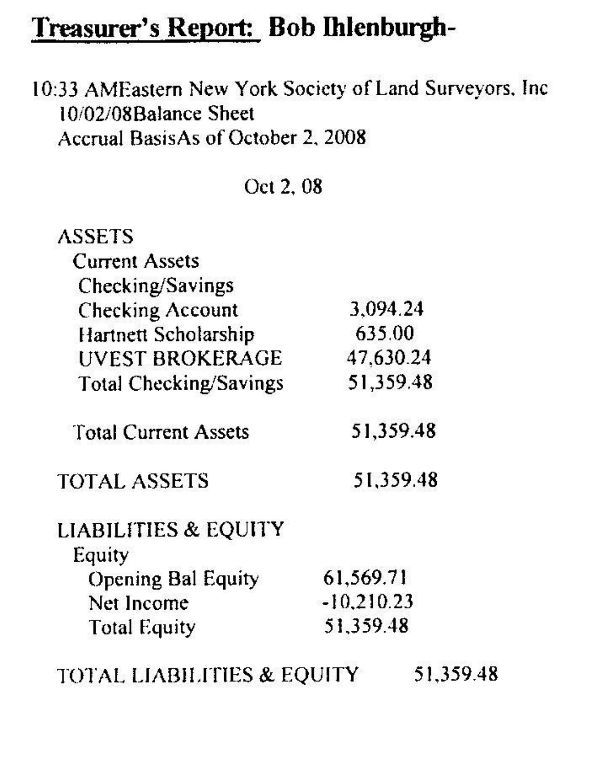## Treasurer's Report: Bob Ihlenburgh-

10:33 AMEastern New York Society of Land Surveyors, Inc
10/02/08Balance Sheet
Accrual BasisAs of October 2, 2008

| | Oct 2, 08 |
|---|---|
| ASSETS | |
| Current Assets | |
| Checking/Savings | |
| Checking Account | 3,094.24 |
| Hartnett Scholarship | 635.00 |
| UVEST BROKERAGE | 47,630.24 |
| Total Checking/Savings | 51,359.48 |
| Total Current Assets | 51,359.48 |
| TOTAL ASSETS | 51,359.48 |
| LIABILITIES & EQUITY | |
| Equity | |
| Opening Bal Equity | 61,569.71 |
| Net Income | -10,210.23 |
| Total Equity | 51,359.48 |
| TOTAL LIABILITIES & EQUITY | 51,359.48 |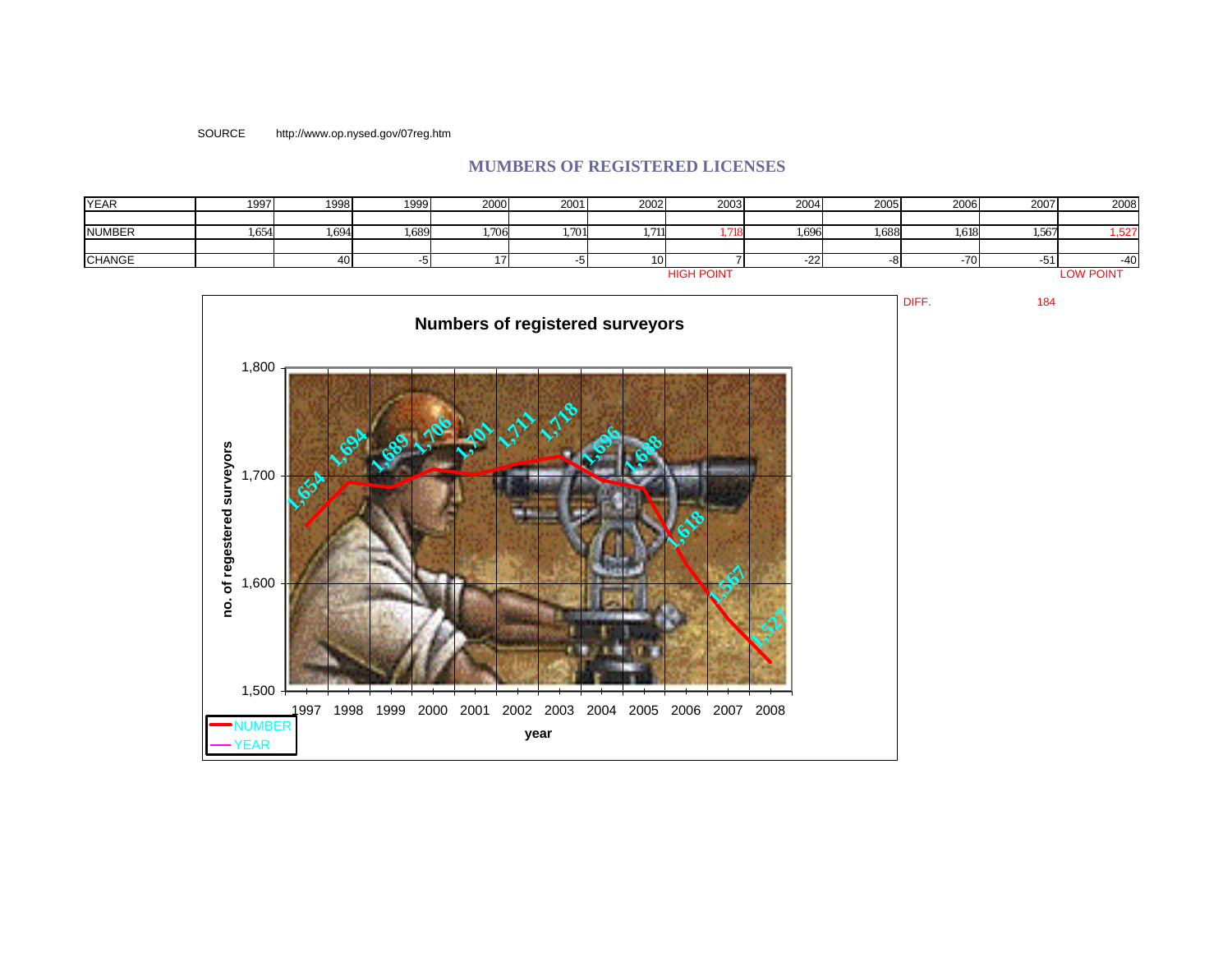SOURCE http://www.op.nysed.gov/07reg.htm

## MUMBERS OF REGISTERED LICENSES

| YEAR | 1997 | 1998 | 1999 | 2000 | 2001 | 2002 | 2003 | 2004 | 2005 | 2006 | 2007 | 2008 |
|---|---|---|---|---|---|---|---|---|---|---|---|---|
| NUMBER | 1,654 | 1,694 | 1,689 | 1,706 | 1,701 | 1,711 | 1,718 | 1,696 | 1,688 | 1,618 | 1,567 | 1,527 |
| CHANGE | | 40 | -5 | 17 | -5 | 10 | 7 | -22 | -8 | -70 | -51 | -40 |
| | | | | | | | HIGH POINT | | | | | LOW POINT |

DIFF. 184

**Numbers of registered surveyors**

no. of regestered surveyors

| year | 1997 | 1998 | 1999 | 2000 | 2001 | 2002 | 2003 | 2004 | 2005 | 2006 | 2007 | 2008 |
|---|---|---|---|---|---|---|---|---|---|---|---|---|
| NUMBER | 1,654 | 1,694 | 1,689 | 1,706 | 1,701 | 1,711 | 1,718 | 1,696 | 1,688 | 1,618 | 1,567 | 1,527 |

Legend: NUMBER, YEAR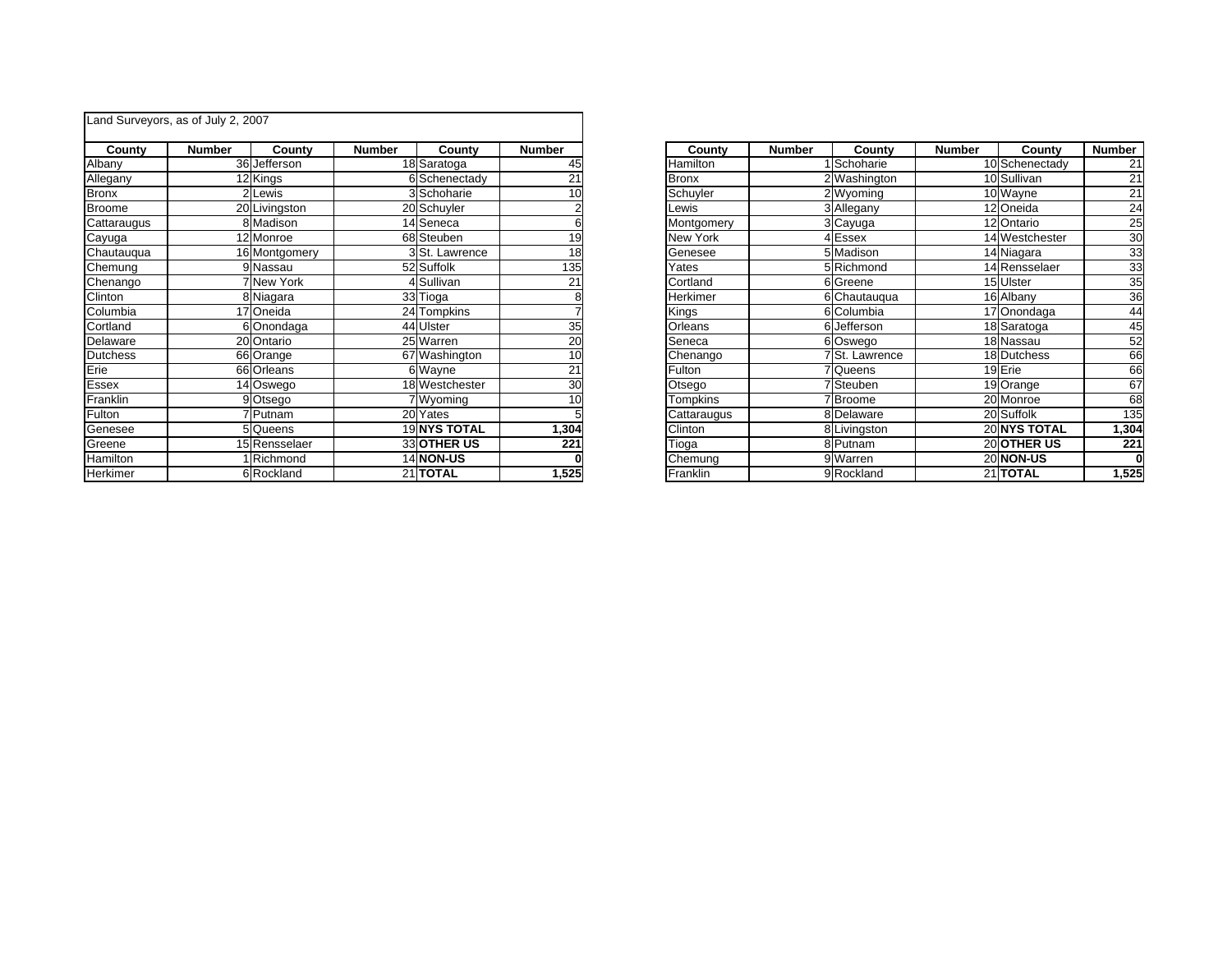Land Surveyors, as of July 2, 2007

| County | Number | County | Number | County | Number |
|---|---|---|---|---|---|
| Albany | 36 | Jefferson | 18 | Saratoga | 45 |
| Allegany | 12 | Kings | 6 | Schenectady | 21 |
| Bronx | 2 | Lewis | 3 | Schoharie | 10 |
| Broome | 20 | Livingston | 20 | Schuyler | 2 |
| Cattaraugus | 8 | Madison | 14 | Seneca | 6 |
| Cayuga | 12 | Monroe | 68 | Steuben | 19 |
| Chautauqua | 16 | Montgomery | 3 | St. Lawrence | 18 |
| Chemung | 9 | Nassau | 52 | Suffolk | 135 |
| Chenango | 7 | New York | 4 | Sullivan | 21 |
| Clinton | 8 | Niagara | 33 | Tioga | 8 |
| Columbia | 17 | Oneida | 24 | Tompkins | 7 |
| Cortland | 6 | Onondaga | 44 | Ulster | 35 |
| Delaware | 20 | Ontario | 25 | Warren | 20 |
| Dutchess | 66 | Orange | 67 | Washington | 10 |
| Erie | 66 | Orleans | 6 | Wayne | 21 |
| Essex | 14 | Oswego | 18 | Westchester | 30 |
| Franklin | 9 | Otsego | 7 | Wyoming | 10 |
| Fulton | 7 | Putnam | 20 | Yates | 5 |
| Genesee | 5 | Queens | 19 | **NYS TOTAL** | **1,304** |
| Greene | 15 | Rensselaer | 33 | **OTHER US** | **221** |
| Hamilton | 1 | Richmond | 14 | **NON-US** | **0** |
| Herkimer | 6 | Rockland | 21 | **TOTAL** | **1,525** |

| County | Number | County | Number | County | Number |
|---|---|---|---|---|---|
| Hamilton | 1 | Schoharie | 10 | Schenectady | 21 |
| Bronx | 2 | Washington | 10 | Sullivan | 21 |
| Schuyler | 2 | Wyoming | 10 | Wayne | 21 |
| Lewis | 3 | Allegany | 12 | Oneida | 24 |
| Montgomery | 3 | Cayuga | 12 | Ontario | 25 |
| New York | 4 | Essex | 14 | Westchester | 30 |
| Genesee | 5 | Madison | 14 | Niagara | 33 |
| Yates | 5 | Richmond | 14 | Rensselaer | 33 |
| Cortland | 6 | Greene | 15 | Ulster | 35 |
| Herkimer | 6 | Chautauqua | 16 | Albany | 36 |
| Kings | 6 | Columbia | 17 | Onondaga | 44 |
| Orleans | 6 | Jefferson | 18 | Saratoga | 45 |
| Seneca | 6 | Oswego | 18 | Nassau | 52 |
| Chenango | 7 | St. Lawrence | 18 | Dutchess | 66 |
| Fulton | 7 | Queens | 19 | Erie | 66 |
| Otsego | 7 | Steuben | 19 | Orange | 67 |
| Tompkins | 7 | Broome | 20 | Monroe | 68 |
| Cattaraugus | 8 | Delaware | 20 | Suffolk | 135 |
| Clinton | 8 | Livingston | 20 | **NYS TOTAL** | **1,304** |
| Tioga | 8 | Putnam | 20 | **OTHER US** | **221** |
| Chemung | 9 | Warren | 20 | **NON-US** | **0** |
| Franklin | 9 | Rockland | 21 | **TOTAL** | **1,525** |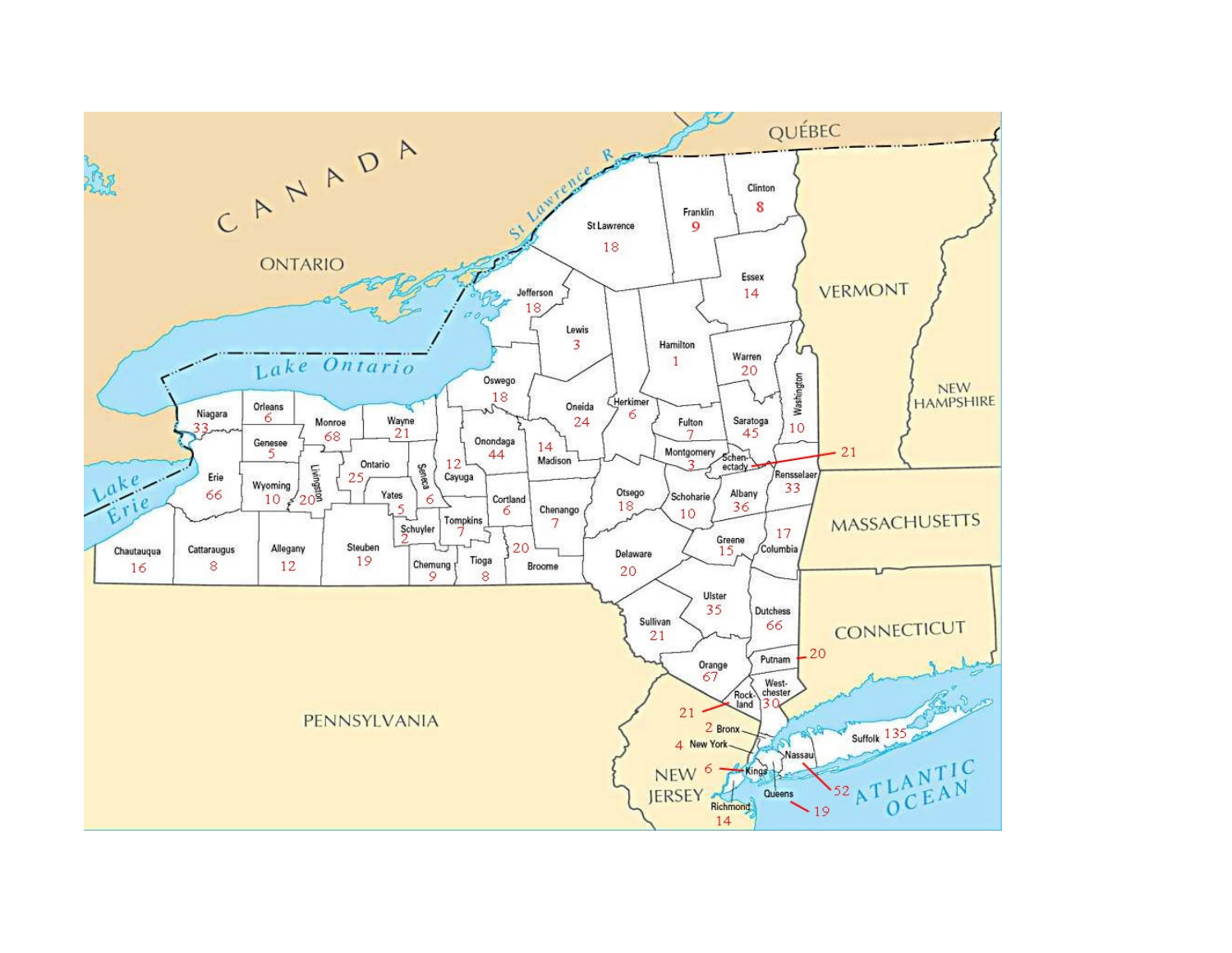QUÉBEC

CANADA

ONTARIO

St Lawrence R

Lake Ontario

Lake Erie

VERMONT

NEW HAMPSHIRE

MASSACHUSETTS

CONNECTICUT

PENNSYLVANIA

NEW JERSEY

ATLANTIC OCEAN

St Lawrence 18

Franklin 9

Clinton 8

Essex 14

Jefferson 18

Lewis 3

Hamilton 1

Warren 20

Oswego 18

Oneida 24

Herkimer 6

Fulton 7

Saratoga 45

Washington 10

Niagara 33

Orleans 6

Monroe 68

Wayne 21

Genesee 5

Erie 66

Wyoming 10

Livingston 20

Ontario 25

Yates 5

Seneca 6

Cayuga 12

Onondaga 44

Madison 14

Montgomery 3

Schenectady 21

Rensselaer 33

Schuyler 2

Tompkins 7

Cortland 6

Chenango 7

Otsego 18

Schoharie 10

Albany 36

Columbia 17

Greene 15

Chautauqua 16

Cattaraugus 8

Allegany 12

Steuben 19

Chemung 9

Tioga 8

Broome 20

Delaware 20

Ulster 35

Dutchess 66

Sullivan 21

Orange 67

Putnam 20

Westchester 30

Rockland 21

Bronx 2

New York 4

Kings 6

Nassau 52

Suffolk 135

Queens 19

Richmond 14